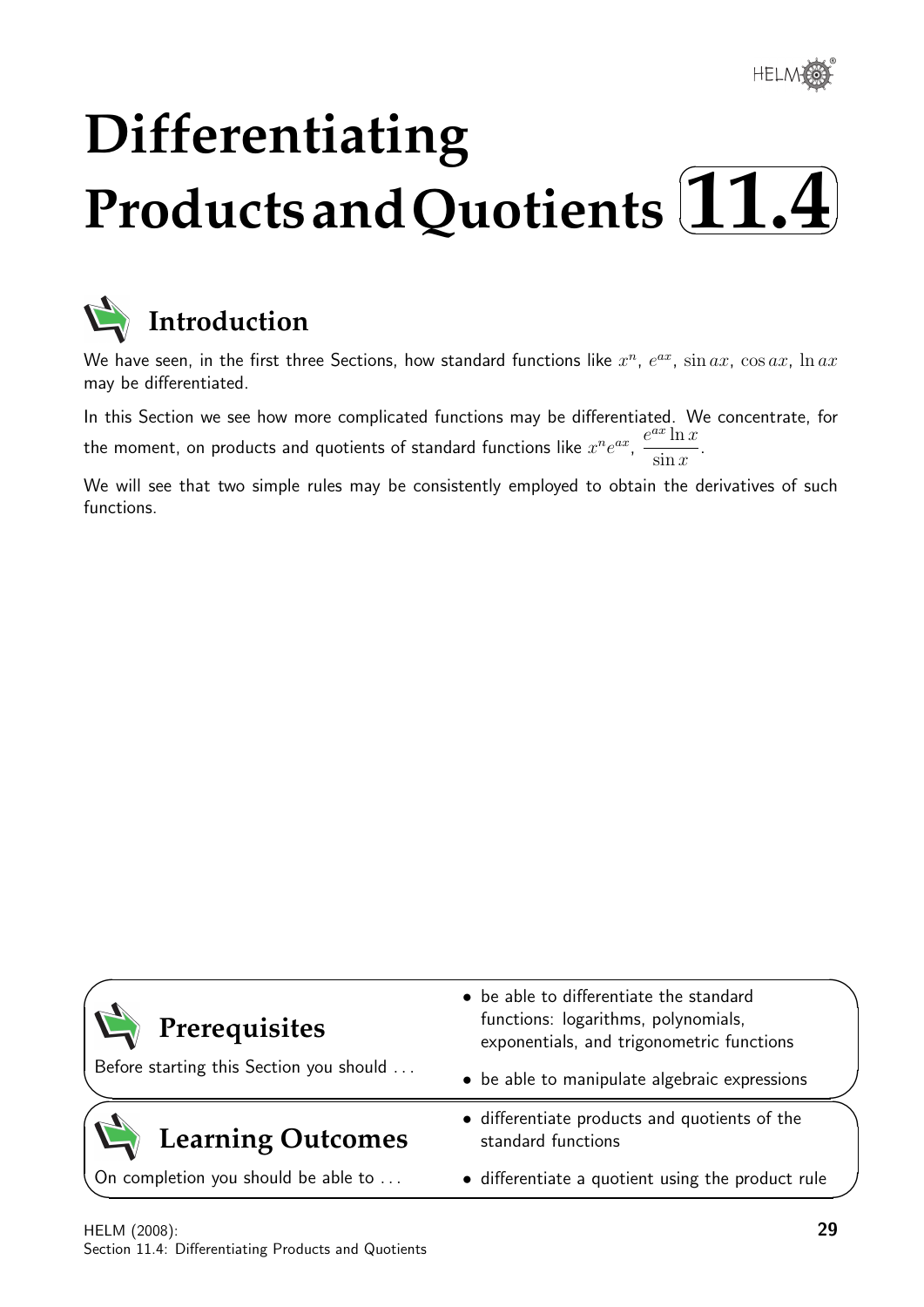# Differentiating Products and Quotients 11.4

## Introduction

We have seen, in the first three Sections, how standard functions like $x^n$, $e^{ax}$, $\sin ax$, $\cos ax$, $\ln ax$ may be differentiated.

In this Section we see how more complicated functions may be differentiated. We concentrate, for the moment, on products and quotients of standard functions like $x^n e^{ax}$, $\dfrac{e^{ax}\ln x}{\sin x}$.

We will see that two simple rules may be consistently employed to obtain the derivatives of such functions.

## Prerequisites

Before starting this Section you should ...

- be able to differentiate the standard functions: logarithms, polynomials, exponentials, and trigonometric functions
- be able to manipulate algebraic expressions

## Learning Outcomes

On completion you should be able to ...

- differentiate products and quotients of the standard functions
- differentiate a quotient using the product rule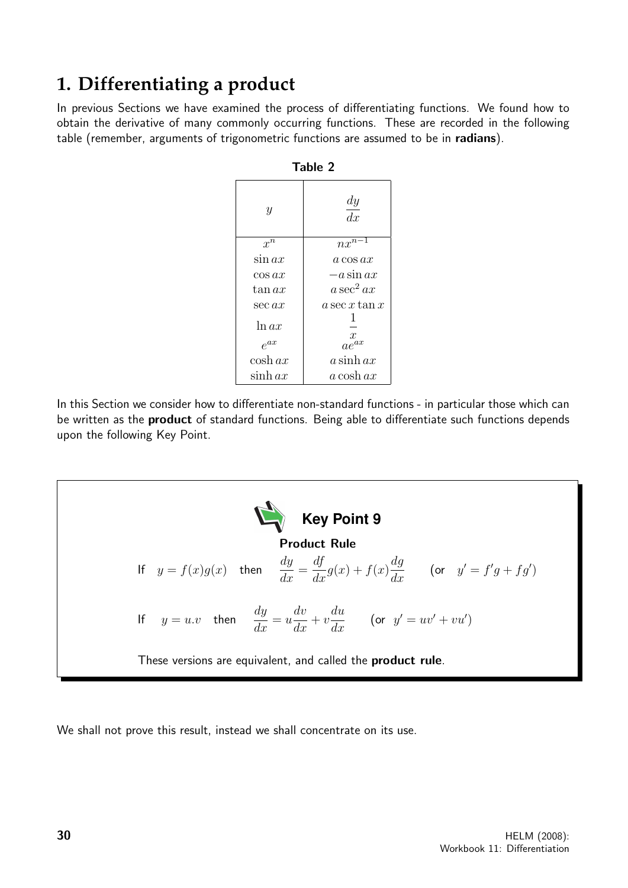## 1. Differentiating a product

In previous Sections we have examined the process of differentiating functions. We found how to obtain the derivative of many commonly occurring functions. These are recorded in the following table (remember, arguments of trigonometric functions are assumed to be in **radians**).

**Table 2**

| $y$ | $\dfrac{dy}{dx}$ |
|---|---|
| $x^n$ | $nx^{n-1}$ |
| $\sin ax$ | $a\cos ax$ |
| $\cos ax$ | $-a\sin ax$ |
| $\tan ax$ | $a\sec^2 ax$ |
| $\sec ax$ | $a\sec x\tan x$ |
| $\ln ax$ | $\dfrac{1}{x}$ |
| $e^{ax}$ | $ae^{ax}$ |
| $\cosh ax$ | $a\sinh ax$ |
| $\sinh ax$ | $a\cosh ax$ |

In this Section we consider how to differentiate non-standard functions - in particular those which can be written as the **product** of standard functions. Being able to differentiate such functions depends upon the following Key Point.

**Key Point 9**

**Product Rule**

If $\quad y = f(x)g(x) \quad$ then $\quad \dfrac{dy}{dx} = \dfrac{df}{dx}g(x) + f(x)\dfrac{dg}{dx} \qquad$ (or $\quad y' = f'g + fg'$)

If $\quad y = u.v \quad$ then $\quad \dfrac{dy}{dx} = u\dfrac{dv}{dx} + v\dfrac{du}{dx} \qquad$ (or $\; y' = uv' + vu'$)

These versions are equivalent, and called the **product rule**.

We shall not prove this result, instead we shall concentrate on its use.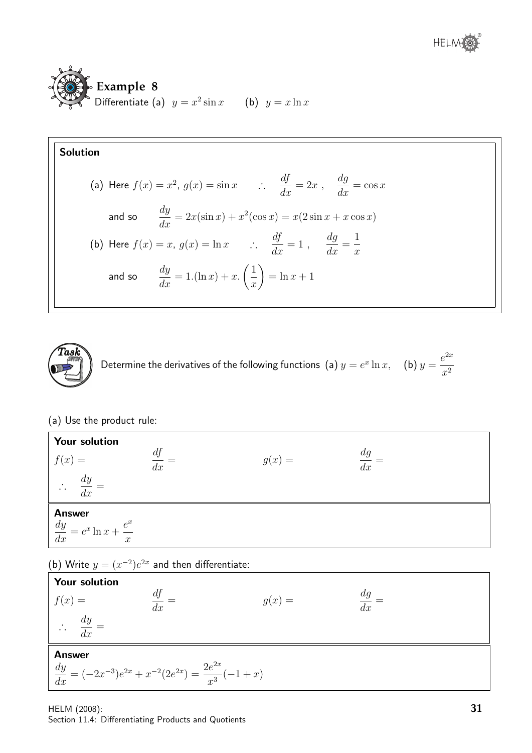## Example 8

Differentiate (a) $y = x^2 \sin x$ (b) $y = x \ln x$

**Solution**

(a) Here $f(x) = x^2$, $g(x) = \sin x$ $\quad \therefore \quad \dfrac{df}{dx} = 2x$ , $\quad \dfrac{dg}{dx} = \cos x$

and so $\quad \dfrac{dy}{dx} = 2x(\sin x) + x^2(\cos x) = x(2\sin x + x\cos x)$

(b) Here $f(x) = x$, $g(x) = \ln x$ $\quad \therefore \quad \dfrac{df}{dx} = 1$ , $\quad \dfrac{dg}{dx} = \dfrac{1}{x}$

and so $\quad \dfrac{dy}{dx} = 1.(\ln x) + x.\left(\dfrac{1}{x}\right) = \ln x + 1$

## Task

Determine the derivatives of the following functions (a) $y = e^x \ln x$, (b) $y = \dfrac{e^{2x}}{x^2}$

(a) Use the product rule:

**Your solution**

$f(x) =$ $\qquad \dfrac{df}{dx} =$ $\qquad g(x) =$ $\qquad \dfrac{dg}{dx} =$

$\therefore \quad \dfrac{dy}{dx} =$

**Answer**

$\dfrac{dy}{dx} = e^x \ln x + \dfrac{e^x}{x}$

(b) Write $y = (x^{-2})e^{2x}$ and then differentiate:

**Your solution**

$f(x) =$ $\qquad \dfrac{df}{dx} =$ $\qquad g(x) =$ $\qquad \dfrac{dg}{dx} =$

$\therefore \quad \dfrac{dy}{dx} =$

**Answer**

$\dfrac{dy}{dx} = (-2x^{-3})e^{2x} + x^{-2}(2e^{2x}) = \dfrac{2e^{2x}}{x^3}(-1 + x)$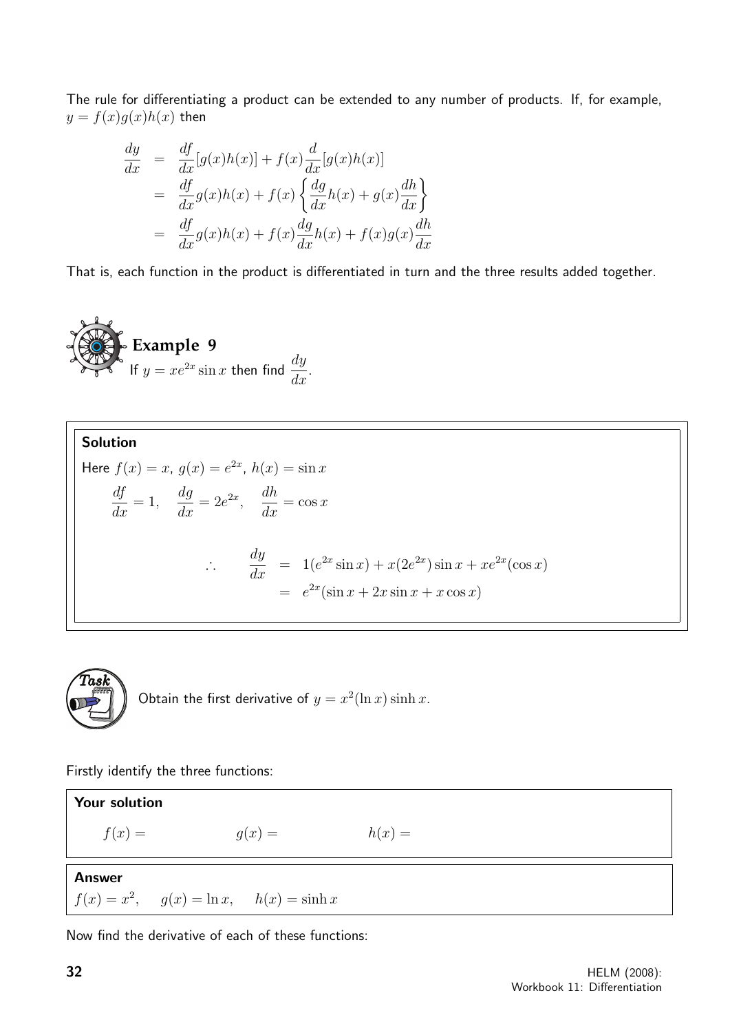The rule for differentiating a product can be extended to any number of products. If, for example, $y = f(x)g(x)h(x)$ then

$$\begin{aligned}
\frac{dy}{dx} &= \frac{df}{dx}[g(x)h(x)] + f(x)\frac{d}{dx}[g(x)h(x)] \\
&= \frac{df}{dx}g(x)h(x) + f(x)\left\{\frac{dg}{dx}h(x) + g(x)\frac{dh}{dx}\right\} \\
&= \frac{df}{dx}g(x)h(x) + f(x)\frac{dg}{dx}h(x) + f(x)g(x)\frac{dh}{dx}
\end{aligned}$$

That is, each function in the product is differentiated in turn and the three results added together.

### Example 9

If $y = xe^{2x}\sin x$ then find $\dfrac{dy}{dx}$.

**Solution**

Here $f(x) = x,\ g(x) = e^{2x},\ h(x) = \sin x$

$$\frac{df}{dx} = 1, \quad \frac{dg}{dx} = 2e^{2x}, \quad \frac{dh}{dx} = \cos x$$

$$\begin{aligned}
\therefore \qquad \frac{dy}{dx} &= 1(e^{2x}\sin x) + x(2e^{2x})\sin x + xe^{2x}(\cos x) \\
&= e^{2x}(\sin x + 2x\sin x + x\cos x)
\end{aligned}$$

**Task**

Obtain the first derivative of $y = x^2(\ln x)\sinh x$.

Firstly identify the three functions:

**Your solution**

$f(x) =$ $\qquad$ $g(x) =$ $\qquad$ $h(x) =$

**Answer**

$f(x) = x^2, \quad g(x) = \ln x, \quad h(x) = \sinh x$

Now find the derivative of each of these functions: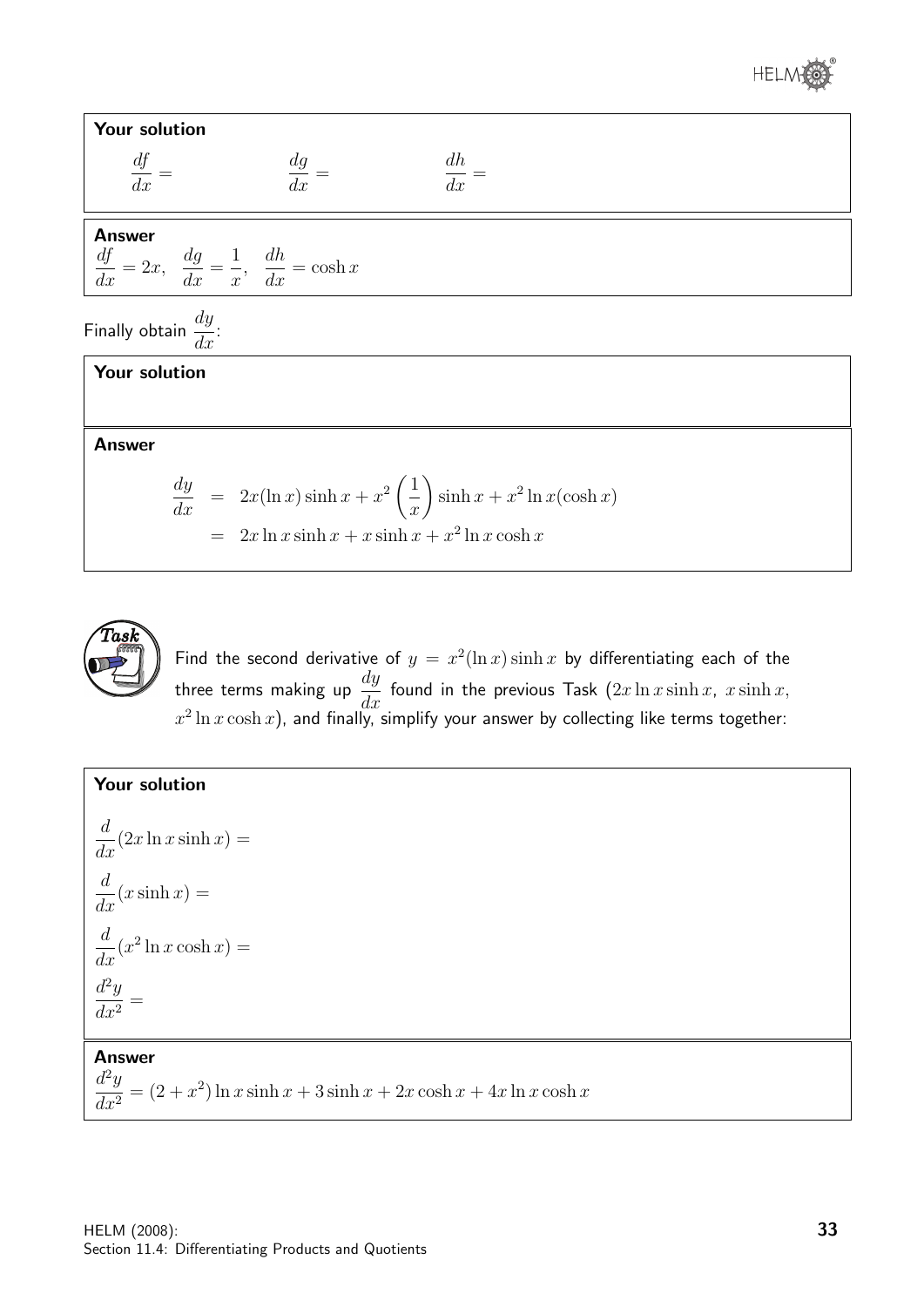**Your solution**

$\dfrac{df}{dx} =$ $\qquad$ $\dfrac{dg}{dx} =$ $\qquad$ $\dfrac{dh}{dx} =$

**Answer**

$\dfrac{df}{dx} = 2x, \quad \dfrac{dg}{dx} = \dfrac{1}{x}, \quad \dfrac{dh}{dx} = \cosh x$

Finally obtain $\dfrac{dy}{dx}$:

**Your solution**

**Answer**

$$\begin{aligned}
\frac{dy}{dx} &= 2x(\ln x)\sinh x + x^2\left(\frac{1}{x}\right)\sinh x + x^2 \ln x(\cosh x) \\
&= 2x \ln x \sinh x + x \sinh x + x^2 \ln x \cosh x
\end{aligned}$$

**Task**

Find the second derivative of $y = x^2(\ln x)\sinh x$ by differentiating each of the three terms making up $\dfrac{dy}{dx}$ found in the previous Task ($2x \ln x \sinh x,\ x \sinh x,\ x^2 \ln x \cosh x$), and finally, simplify your answer by collecting like terms together:

**Your solution**

$\dfrac{d}{dx}(2x \ln x \sinh x) =$

$\dfrac{d}{dx}(x \sinh x) =$

$\dfrac{d}{dx}(x^2 \ln x \cosh x) =$

$\dfrac{d^2y}{dx^2} =$

**Answer**

$\dfrac{d^2y}{dx^2} = (2 + x^2)\ln x \sinh x + 3\sinh x + 2x\cosh x + 4x \ln x \cosh x$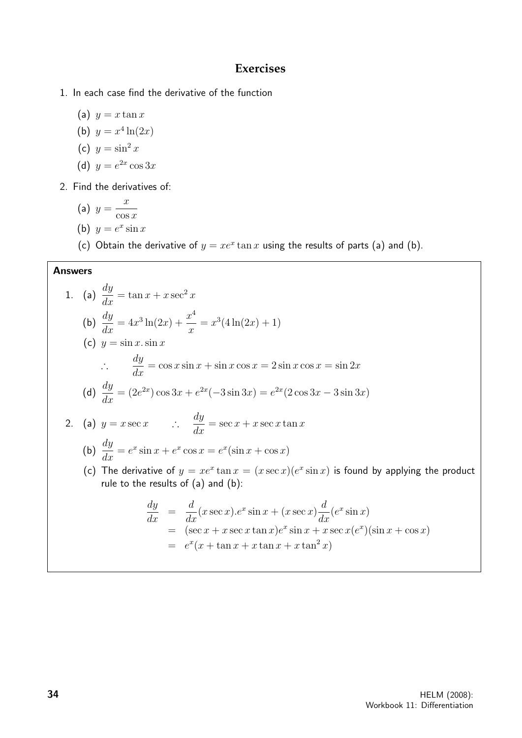## Exercises

1. In each case find the derivative of the function

   (a) $y = x \tan x$

   (b) $y = x^4 \ln(2x)$

   (c) $y = \sin^2 x$

   (d) $y = e^{2x} \cos 3x$

2. Find the derivatives of:

   (a) $y = \dfrac{x}{\cos x}$

   (b) $y = e^x \sin x$

   (c) Obtain the derivative of $y = xe^x \tan x$ using the results of parts (a) and (b).

**Answers**

1. (a) $\dfrac{dy}{dx} = \tan x + x \sec^2 x$

   (b) $\dfrac{dy}{dx} = 4x^3 \ln(2x) + \dfrac{x^4}{x} = x^3(4\ln(2x) + 1)$

   (c) $y = \sin x . \sin x$

   $\therefore \quad \dfrac{dy}{dx} = \cos x \sin x + \sin x \cos x = 2 \sin x \cos x = \sin 2x$

   (d) $\dfrac{dy}{dx} = (2e^{2x}) \cos 3x + e^{2x}(-3 \sin 3x) = e^{2x}(2 \cos 3x - 3 \sin 3x)$

2. (a) $y = x \sec x \qquad \therefore \quad \dfrac{dy}{dx} = \sec x + x \sec x \tan x$

   (b) $\dfrac{dy}{dx} = e^x \sin x + e^x \cos x = e^x(\sin x + \cos x)$

   (c) The derivative of $y = xe^x \tan x = (x \sec x)(e^x \sin x)$ is found by applying the product rule to the results of (a) and (b):

$$
\begin{aligned}
\frac{dy}{dx} &= \frac{d}{dx}(x \sec x).e^x \sin x + (x \sec x)\frac{d}{dx}(e^x \sin x) \\
&= (\sec x + x \sec x \tan x)e^x \sin x + x \sec x(e^x)(\sin x + \cos x) \\
&= e^x(x + \tan x + x \tan x + x \tan^2 x)
\end{aligned}
$$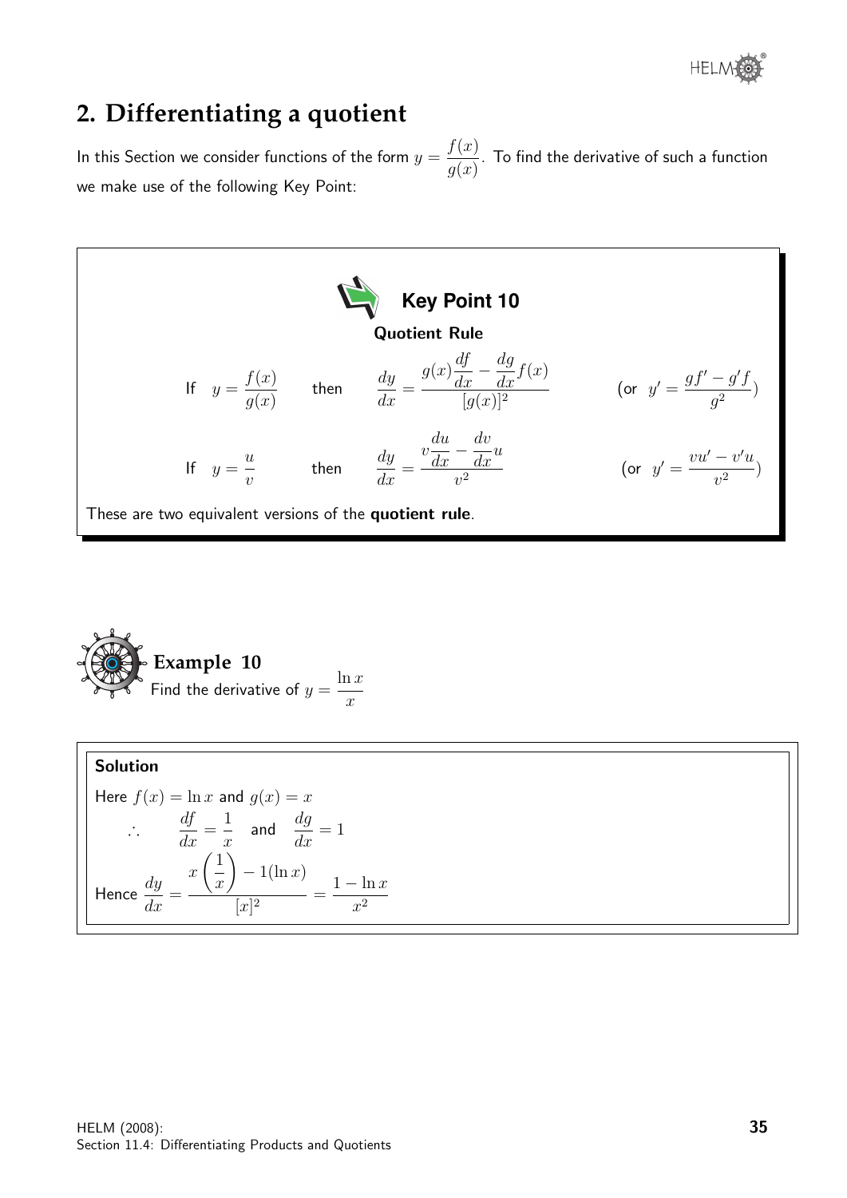## 2. Differentiating a quotient

In this Section we consider functions of the form $y = \dfrac{f(x)}{g(x)}$. To find the derivative of such a function we make use of the following Key Point:

**Key Point 10**

**Quotient Rule**

If $\quad y = \dfrac{f(x)}{g(x)} \qquad$ then $\qquad \dfrac{dy}{dx} = \dfrac{g(x)\dfrac{df}{dx} - \dfrac{dg}{dx}f(x)}{[g(x)]^2} \qquad$ (or $\;y' = \dfrac{gf' - g'f}{g^2}$)

If $\quad y = \dfrac{u}{v} \qquad$ then $\qquad \dfrac{dy}{dx} = \dfrac{v\dfrac{du}{dx} - \dfrac{dv}{dx}u}{v^2} \qquad$ (or $\;y' = \dfrac{vu' - v'u}{v^2}$)

These are two equivalent versions of the **quotient rule**.

**Example 10**

Find the derivative of $y = \dfrac{\ln x}{x}$

**Solution**

Here $f(x) = \ln x$ and $g(x) = x$

$$\therefore \qquad \frac{df}{dx} = \frac{1}{x} \quad \text{and} \quad \frac{dg}{dx} = 1$$

Hence $\dfrac{dy}{dx} = \dfrac{x\left(\dfrac{1}{x}\right) - 1(\ln x)}{[x]^2} = \dfrac{1 - \ln x}{x^2}$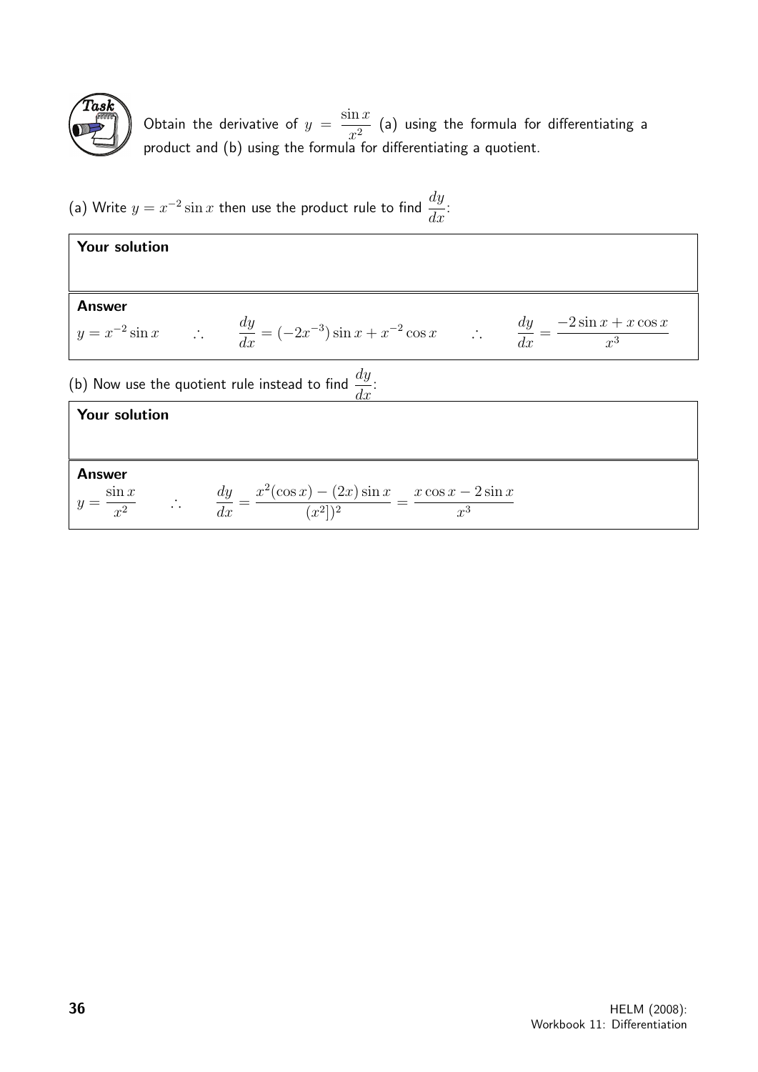**Task**

Obtain the derivative of $y = \dfrac{\sin x}{x^2}$ (a) using the formula for differentiating a product and (b) using the formula for differentiating a quotient.

(a) Write $y = x^{-2} \sin x$ then use the product rule to find $\dfrac{dy}{dx}$:

**Your solution**

**Answer**

$y = x^{-2} \sin x \qquad \therefore \qquad \dfrac{dy}{dx} = (-2x^{-3}) \sin x + x^{-2} \cos x \qquad \therefore \qquad \dfrac{dy}{dx} = \dfrac{-2 \sin x + x \cos x}{x^3}$

(b) Now use the quotient rule instead to find $\dfrac{dy}{dx}$:

**Your solution**

**Answer**

$y = \dfrac{\sin x}{x^2} \qquad \therefore \qquad \dfrac{dy}{dx} = \dfrac{x^2(\cos x) - (2x) \sin x}{(x^2])^2} = \dfrac{x \cos x - 2 \sin x}{x^3}$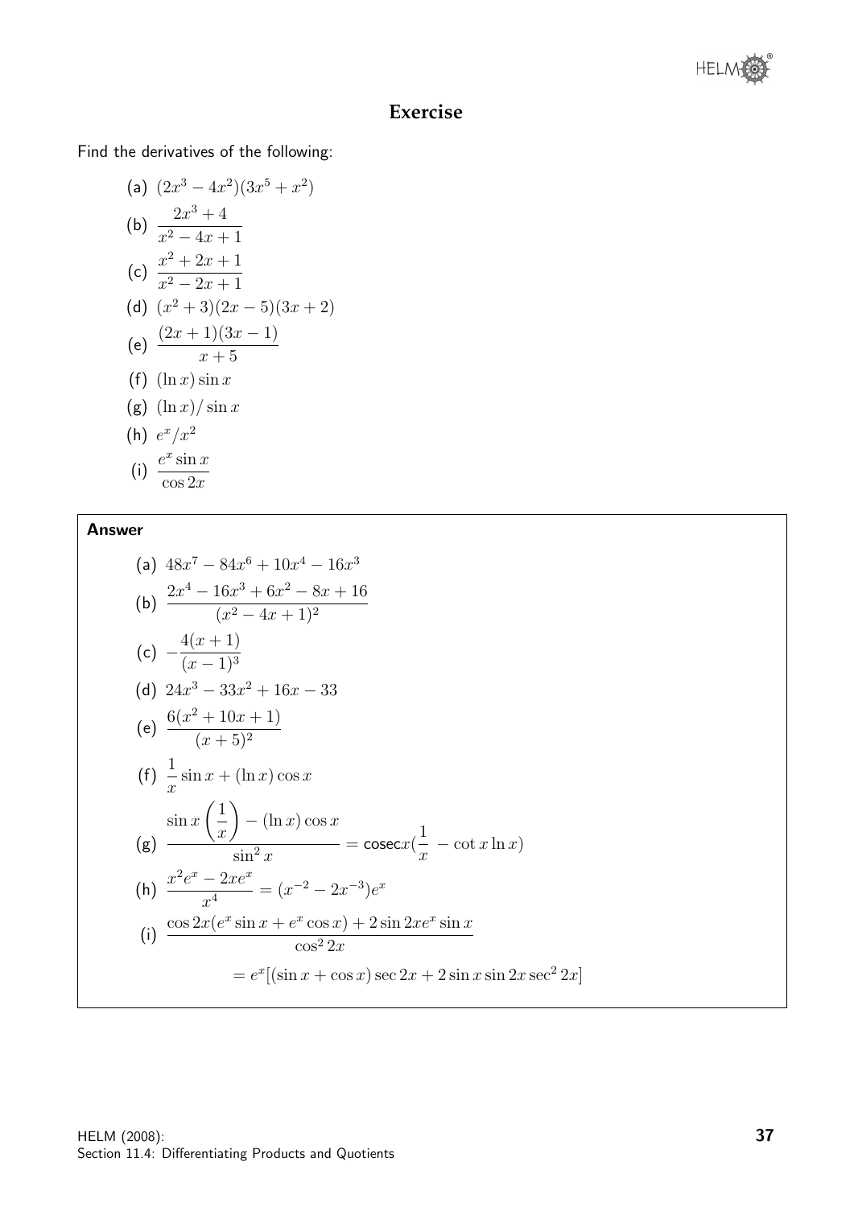## Exercise

Find the derivatives of the following:

(a) $(2x^3 - 4x^2)(3x^5 + x^2)$

(b) $\dfrac{2x^3 + 4}{x^2 - 4x + 1}$

(c) $\dfrac{x^2 + 2x + 1}{x^2 - 2x + 1}$

(d) $(x^2 + 3)(2x - 5)(3x + 2)$

(e) $\dfrac{(2x + 1)(3x - 1)}{x + 5}$

(f) $(\ln x)\sin x$

(g) $(\ln x)/\sin x$

(h) $e^x/x^2$

(i) $\dfrac{e^x \sin x}{\cos 2x}$

**Answer**

(a) $48x^7 - 84x^6 + 10x^4 - 16x^3$

(b) $\dfrac{2x^4 - 16x^3 + 6x^2 - 8x + 16}{(x^2 - 4x + 1)^2}$

(c) $-\dfrac{4(x + 1)}{(x - 1)^3}$

(d) $24x^3 - 33x^2 + 16x - 33$

(e) $\dfrac{6(x^2 + 10x + 1)}{(x + 5)^2}$

(f) $\dfrac{1}{x}\sin x + (\ln x)\cos x$

(g) $\dfrac{\sin x\left(\dfrac{1}{x}\right) - (\ln x)\cos x}{\sin^2 x} = \text{cosec}x(\dfrac{1}{x} - \cot x \ln x)$

(h) $\dfrac{x^2 e^x - 2xe^x}{x^4} = (x^{-2} - 2x^{-3})e^x$

(i) $\dfrac{\cos 2x(e^x \sin x + e^x \cos x) + 2\sin 2x e^x \sin x}{\cos^2 2x}$

$= e^x[(\sin x + \cos x)\sec 2x + 2\sin x \sin 2x \sec^2 2x]$